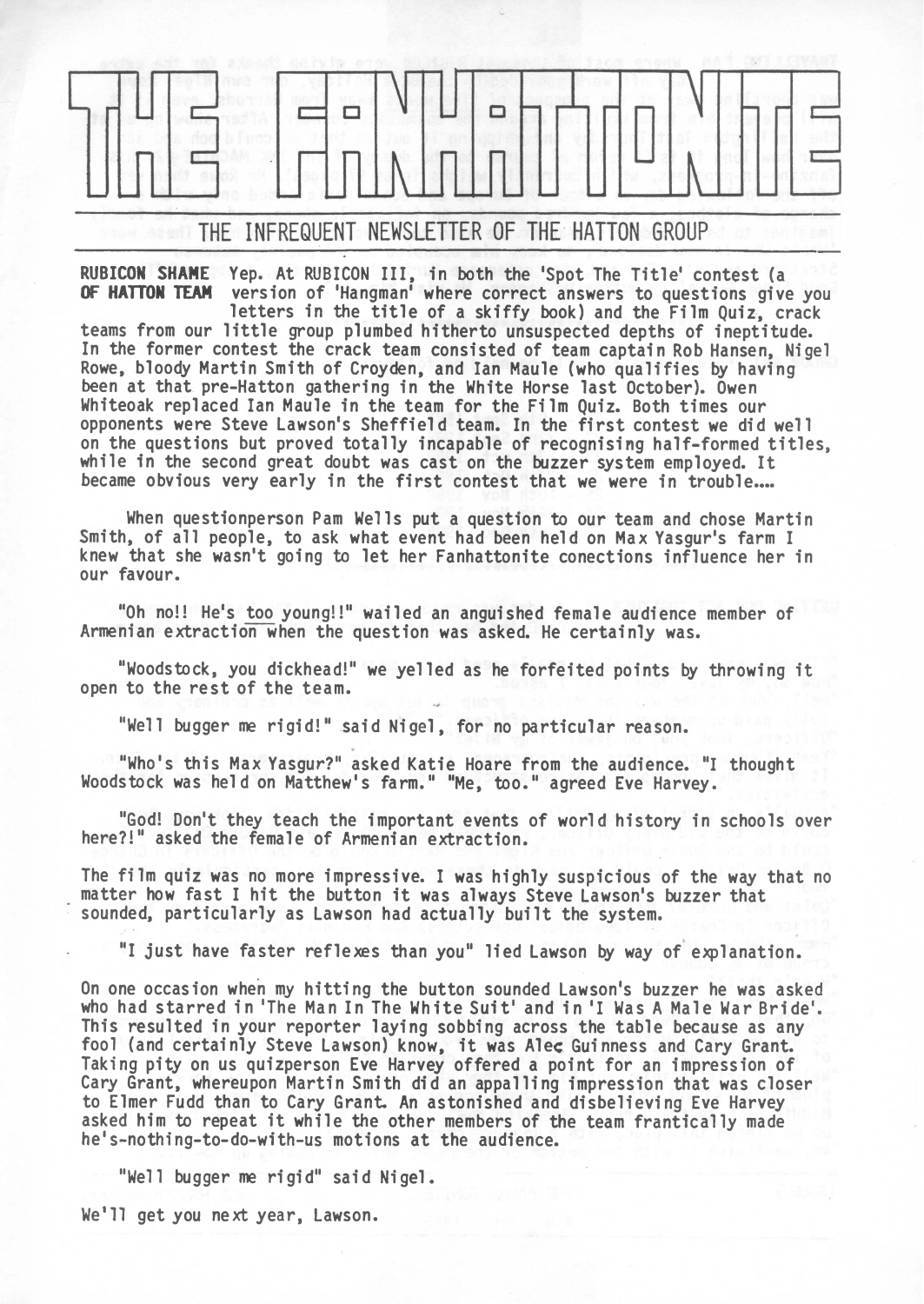# THE FANHATTONITE

## THE INFREQUENT NEWSLETTER OF THE HATTON GROUP

**RUBICON SHAME OF HATTON TEAM** Yep. At RUBICON III, in both the 'Spot The Title' contest (a version of 'Hangman' where correct answers to questions give you letters in the title of a skiffy book) and the Film Quiz, crack teams from our little group plumbed hitherto unsuspected depths of ineptitude. In the former contest the crack team consisted of team captain Rob Hansen, Nigel Rowe, bloody Martin Smith of Croyden, and Ian Maule (who qualifies by having been at that pre-Hatton gathering in the White Horse last October). Owen Whiteoak replaced Ian Maule in the team for the Film Quiz. Both times our opponents were Steve Lawson's Sheffield team. In the first contest we did well on the questions but proved totally incapable of recognising half-formed titles, while in the second great doubt was cast on the buzzer system employed. It became obvious very early in the first contest that we were in trouble....

When questionperson Pam Wells put a question to our team and chose Martin Smith, of all people, to ask what event had been held on Max Yasgur's farm I knew that she wasn't going to let her Fanhattonite conections influence her in our favour.

"Oh no!! He's too young!!" wailed an anguished female audience member of Armenian extraction when the question was asked. He certainly was.

"Woodstock, you dickhead!" we yelled as he forfeited points by throwing it open to the rest of the team.

"Well bugger me rigid!" said Nigel, for no particular reason.

"Who's this Max Yasgur?" asked Katie Hoare from the audience. "I thought Woodstock was held on Matthew's farm." "Me, too." agreed Eve Harvey.

"God! Don't they teach the important events of world history in schools over here?!" asked the female of Armenian extraction.

The film quiz was no more impressive. I was highly suspicious of the way that no matter how fast I hit the button it was always Steve Lawson's buzzer that sounded, particularly as Lawson had actually built the system.

"I just have faster reflexes than you" lied Lawson by way of explanation.

On one occasion when my hitting the button sounded Lawson's buzzer he was asked who had starred in 'The Man In The White Suit' and in 'I Was A Male War Bride'. This resulted in your reporter laying sobbing across the table because as any fool (and certainly Steve Lawson) know, it was Alec Guinness and Cary Grant. Taking pity on us quizperson Eve Harvey offered a point for an impression of Cary Grant, whereupon Martin Smith did an appalling impression that was closer to Elmer Fudd than to Cary Grant. An astonished and disbelieving Eve Harvey asked him to repeat it while the other members of the team frantically made he's-nothing-to-do-with-us motions at the audience.

"Well bugger me rigid" said Nigel.

We'll get you next year, Lawson.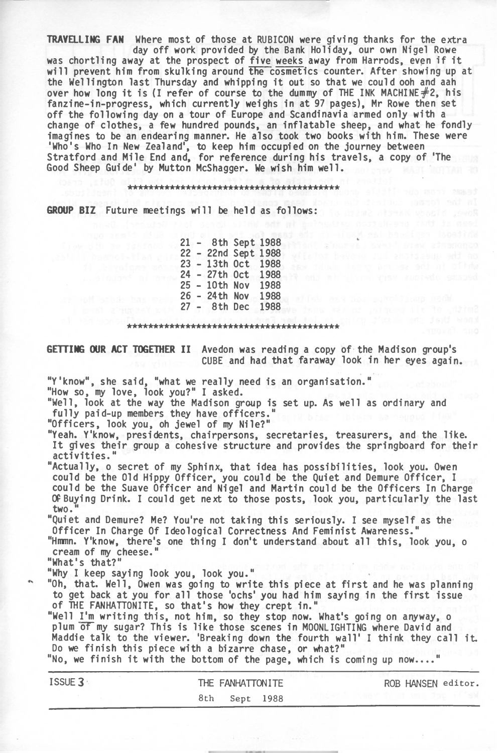**TRAVELLING FAN** Where most of those at RUBICON were giving thanks for the extra day off work provided by the Bank Holiday, our own Nigel Rowe was chortling away at the prospect of five weeks away from Harrods, even if it will prevent him from skulking around the cosmetics counter. After showing up at the Wellington last Thursday and whipping it out so that we could ooh and aah over how long it is (I refer of course to the dummy of THE INK MACHINE #2, his fanzine-in-progress, which currently weighs in at 97 pages), Mr Rowe then set off the following day on a tour of Europe and Scandinavia armed only with a change of clothes, a few hundred pounds, an inflatable sheep, and what he fondly imagines to be an endearing manner. He also took two books with him. These were 'Who's Who In New Zealand', to keep him occupied on the journey between Stratford and Mile End and, for reference during his travels, a copy of 'The Good Sheep Guide' by Mutton McShagger. We wish him well.

\*\*\*\*\*\*\*\*\*\*\*\*\*\*\*\*\*\*\*\*\*\*\*\*\*\*\*\*\*\*\*\*\*\*\*\*\*\*\*\*\*\*

**GROUP BIZ** Future meetings will be held as follows:

21 - 8th Sept 1988
22 - 22nd Sept 1988
23 - 13th Oct 1988
24 - 27th Oct 1988
25 - 10th Nov 1988
26 - 24th Nov 1988
27 - 8th Dec 1988

\*\*\*\*\*\*\*\*\*\*\*\*\*\*\*\*\*\*\*\*\*\*\*\*\*\*\*\*\*\*\*\*\*\*\*\*\*\*\*\*\*\*

**GETTING OUR ACT TOGETHER II** Avedon was reading a copy of the Madison group's CUBE and had that faraway look in her eyes again.

"Y'know", she said, "what we really need is an organisation."
"How so, my love, look you?" I asked.
"Well, look at the way the Madison group is set up. As well as ordinary and fully paid-up members they have officers."
"Officers, look you, oh jewel of my Nile?"
"Yeah. Y'know, presidents, chairpersons, secretaries, treasurers, and the like. It gives their group a cohesive structure and provides the springboard for their activities."
"Actually, o secret of my Sphinx, that idea has possibilities, look you. Owen could be the Old Hippy Officer, you could be the Quiet and Demure Officer, I could be the Suave Officer and Nigel and Martin could be the Officers In Charge Of Buying Drink. I could get next to those posts, look you, particularly the last two."
"Quiet and Demure? Me? You're not taking this seriously. I see myself as the Officer In Charge Of Ideological Correctness And Feminist Awareness."
"Hmmn. Y'know, there's one thing I don't understand about all this, look you, o cream of my cheese."
"What's that?"
"Why I keep saying look you, look you."
"Oh, that. Well, Owen was going to write this piece at first and he was planning to get back at you for all those 'ochs' you had him saying in the first issue of THE FANHATTONITE, so that's how they crept in."
"Well I'm writing this, not him, so they stop now. What's going on anyway, o plum of my sugar? This is like those scenes in MOONLIGHTING where David and Maddie talk to the viewer. 'Breaking down the fourth wall' I think they call it. Do we finish this piece with a bizarre chase, or what?"
"No, we finish it with the bottom of the page, which is coming up now...."

ISSUE 3 — THE FANHATTONITE — ROB HANSEN editor.
8th Sept 1988